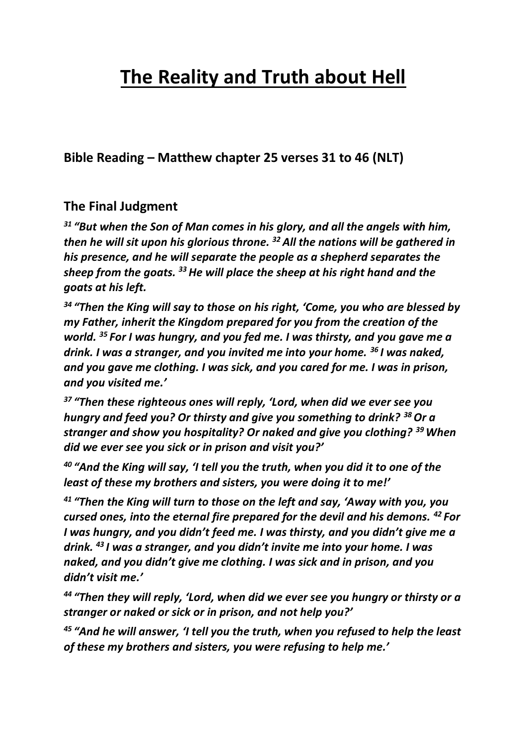# The Reality and Truth about Hell

## Bible Reading – Matthew chapter 25 verses 31 to 46 (NLT)

### The Final Judgment

***[31] "But when the Son of Man comes in his glory, and all the angels with him, then he will sit upon his glorious throne. [32] All the nations will be gathered in his presence, and he will separate the people as a shepherd separates the sheep from the goats. [33] He will place the sheep at his right hand and the goats at his left.***

***[34] "Then the King will say to those on his right, 'Come, you who are blessed by my Father, inherit the Kingdom prepared for you from the creation of the world. [35] For I was hungry, and you fed me. I was thirsty, and you gave me a drink. I was a stranger, and you invited me into your home. [36] I was naked, and you gave me clothing. I was sick, and you cared for me. I was in prison, and you visited me.'***

***[37] "Then these righteous ones will reply, 'Lord, when did we ever see you hungry and feed you? Or thirsty and give you something to drink? [38] Or a stranger and show you hospitality? Or naked and give you clothing? [39] When did we ever see you sick or in prison and visit you?'***

***[40] "And the King will say, 'I tell you the truth, when you did it to one of the least of these my brothers and sisters, you were doing it to me!'***

***[41] "Then the King will turn to those on the left and say, 'Away with you, you cursed ones, into the eternal fire prepared for the devil and his demons. [42] For I was hungry, and you didn't feed me. I was thirsty, and you didn't give me a drink. [43] I was a stranger, and you didn't invite me into your home. I was naked, and you didn't give me clothing. I was sick and in prison, and you didn't visit me.'***

***[44] "Then they will reply, 'Lord, when did we ever see you hungry or thirsty or a stranger or naked or sick or in prison, and not help you?'***

***[45] "And he will answer, 'I tell you the truth, when you refused to help the least of these my brothers and sisters, you were refusing to help me.'***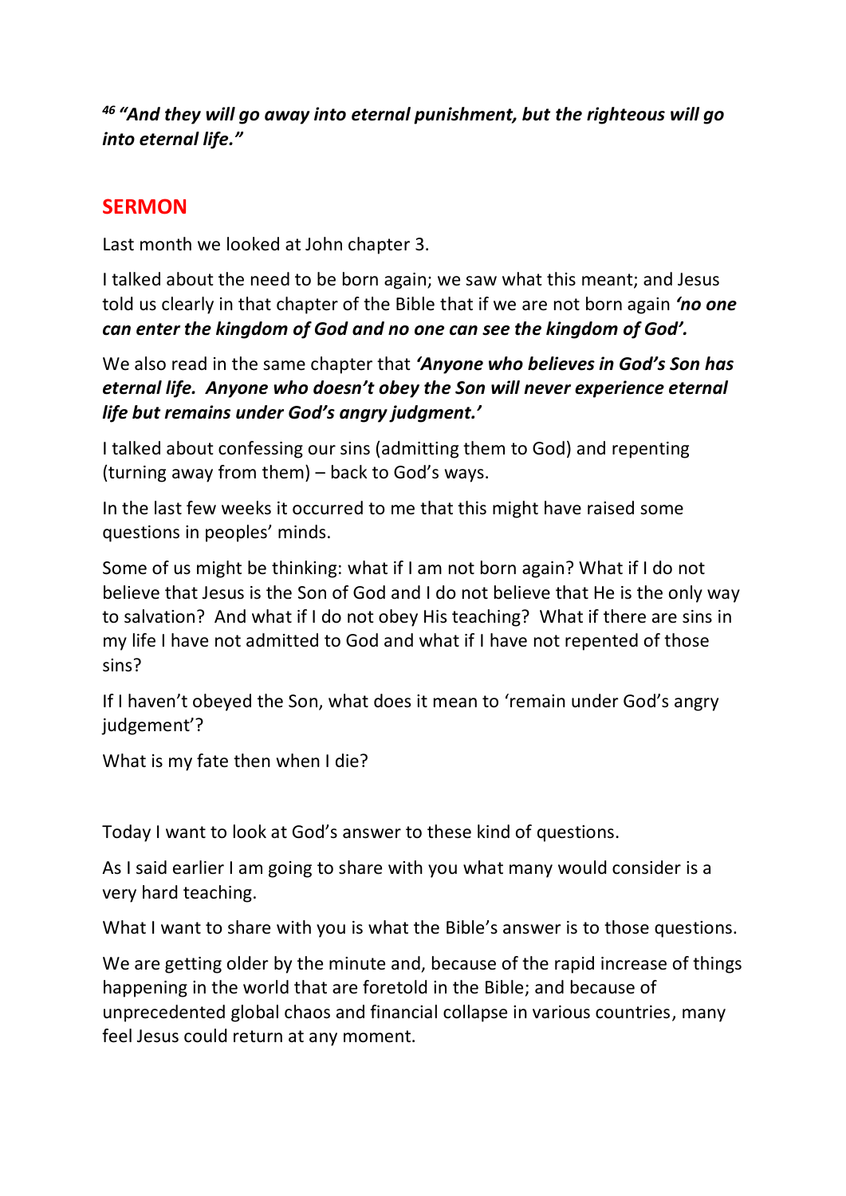*[46] "And they will go away into eternal punishment, but the righteous will go into eternal life."*

## SERMON

Last month we looked at John chapter 3.

I talked about the need to be born again; we saw what this meant; and Jesus told us clearly in that chapter of the Bible that if we are not born again ***'no one can enter the kingdom of God and no one can see the kingdom of God'.***

We also read in the same chapter that ***'Anyone who believes in God's Son has eternal life. Anyone who doesn't obey the Son will never experience eternal life but remains under God's angry judgment.'***

I talked about confessing our sins (admitting them to God) and repenting (turning away from them) – back to God's ways.

In the last few weeks it occurred to me that this might have raised some questions in peoples' minds.

Some of us might be thinking: what if I am not born again? What if I do not believe that Jesus is the Son of God and I do not believe that He is the only way to salvation? And what if I do not obey His teaching? What if there are sins in my life I have not admitted to God and what if I have not repented of those sins?

If I haven't obeyed the Son, what does it mean to 'remain under God's angry judgement'?

What is my fate then when I die?

Today I want to look at God's answer to these kind of questions.

As I said earlier I am going to share with you what many would consider is a very hard teaching.

What I want to share with you is what the Bible's answer is to those questions.

We are getting older by the minute and, because of the rapid increase of things happening in the world that are foretold in the Bible; and because of unprecedented global chaos and financial collapse in various countries, many feel Jesus could return at any moment.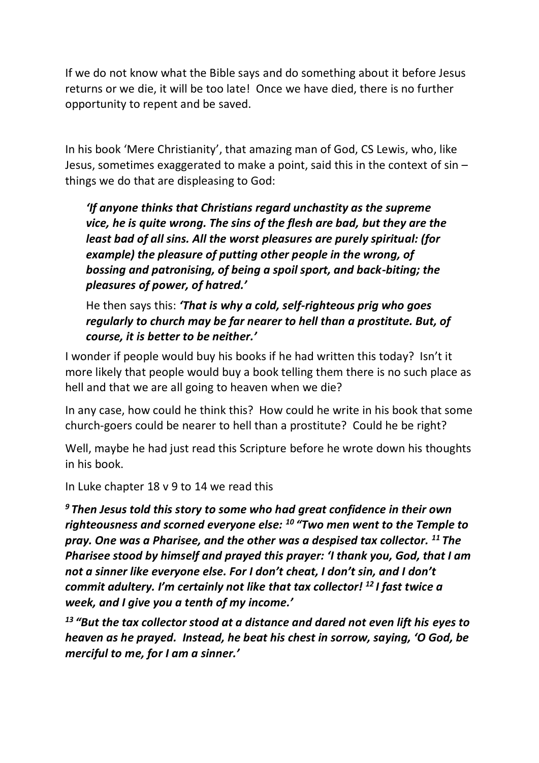If we do not know what the Bible says and do something about it before Jesus returns or we die, it will be too late! Once we have died, there is no further opportunity to repent and be saved.

In his book 'Mere Christianity', that amazing man of God, CS Lewis, who, like Jesus, sometimes exaggerated to make a point, said this in the context of sin – things we do that are displeasing to God:

> ***'If anyone thinks that Christians regard unchastity as the supreme vice, he is quite wrong. The sins of the flesh are bad, but they are the least bad of all sins. All the worst pleasures are purely spiritual: (for example) the pleasure of putting other people in the wrong, of bossing and patronising, of being a spoil sport, and back-biting; the pleasures of power, of hatred.'***
>
> He then says this: ***'That is why a cold, self-righteous prig who goes regularly to church may be far nearer to hell than a prostitute. But, of course, it is better to be neither.'***

I wonder if people would buy his books if he had written this today? Isn't it more likely that people would buy a book telling them there is no such place as hell and that we are all going to heaven when we die?

In any case, how could he think this? How could he write in his book that some church-goers could be nearer to hell than a prostitute? Could he be right?

Well, maybe he had just read this Scripture before he wrote down his thoughts in his book.

In Luke chapter 18 v 9 to 14 we read this

***9 Then Jesus told this story to some who had great confidence in their own righteousness and scorned everyone else: 10 "Two men went to the Temple to pray. One was a Pharisee, and the other was a despised tax collector. 11 The Pharisee stood by himself and prayed this prayer: 'I thank you, God, that I am not a sinner like everyone else. For I don't cheat, I don't sin, and I don't commit adultery. I'm certainly not like that tax collector! 12 I fast twice a week, and I give you a tenth of my income.'***

***13 "But the tax collector stood at a distance and dared not even lift his eyes to heaven as he prayed. Instead, he beat his chest in sorrow, saying, 'O God, be merciful to me, for I am a sinner.'***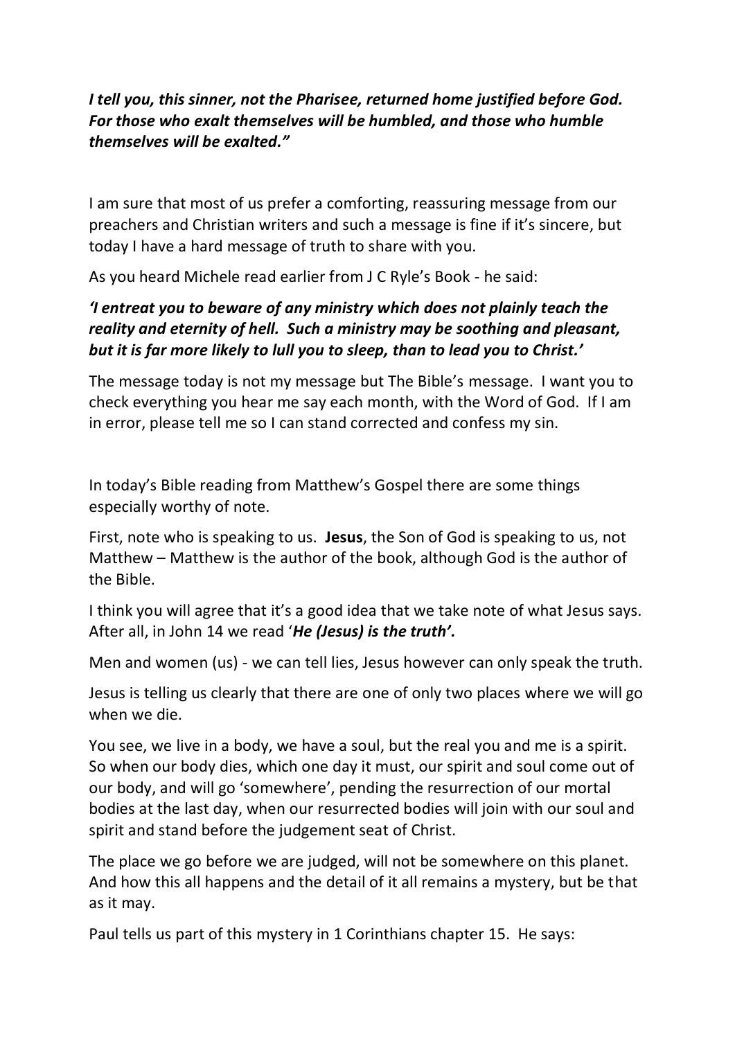***I tell you, this sinner, not the Pharisee, returned home justified before God. For those who exalt themselves will be humbled, and those who humble themselves will be exalted."***

I am sure that most of us prefer a comforting, reassuring message from our preachers and Christian writers and such a message is fine if it's sincere, but today I have a hard message of truth to share with you.

As you heard Michele read earlier from J C Ryle's Book - he said:

***'I entreat you to beware of any ministry which does not plainly teach the reality and eternity of hell. Such a ministry may be soothing and pleasant, but it is far more likely to lull you to sleep, than to lead you to Christ.'***

The message today is not my message but The Bible's message. I want you to check everything you hear me say each month, with the Word of God. If I am in error, please tell me so I can stand corrected and confess my sin.

In today's Bible reading from Matthew's Gospel there are some things especially worthy of note.

First, note who is speaking to us. **Jesus**, the Son of God is speaking to us, not Matthew – Matthew is the author of the book, although God is the author of the Bible.

I think you will agree that it's a good idea that we take note of what Jesus says. After all, in John 14 we read '***He (Jesus) is the truth'.***

Men and women (us) - we can tell lies, Jesus however can only speak the truth.

Jesus is telling us clearly that there are one of only two places where we will go when we die.

You see, we live in a body, we have a soul, but the real you and me is a spirit. So when our body dies, which one day it must, our spirit and soul come out of our body, and will go 'somewhere', pending the resurrection of our mortal bodies at the last day, when our resurrected bodies will join with our soul and spirit and stand before the judgement seat of Christ.

The place we go before we are judged, will not be somewhere on this planet. And how this all happens and the detail of it all remains a mystery, but be that as it may.

Paul tells us part of this mystery in 1 Corinthians chapter 15. He says: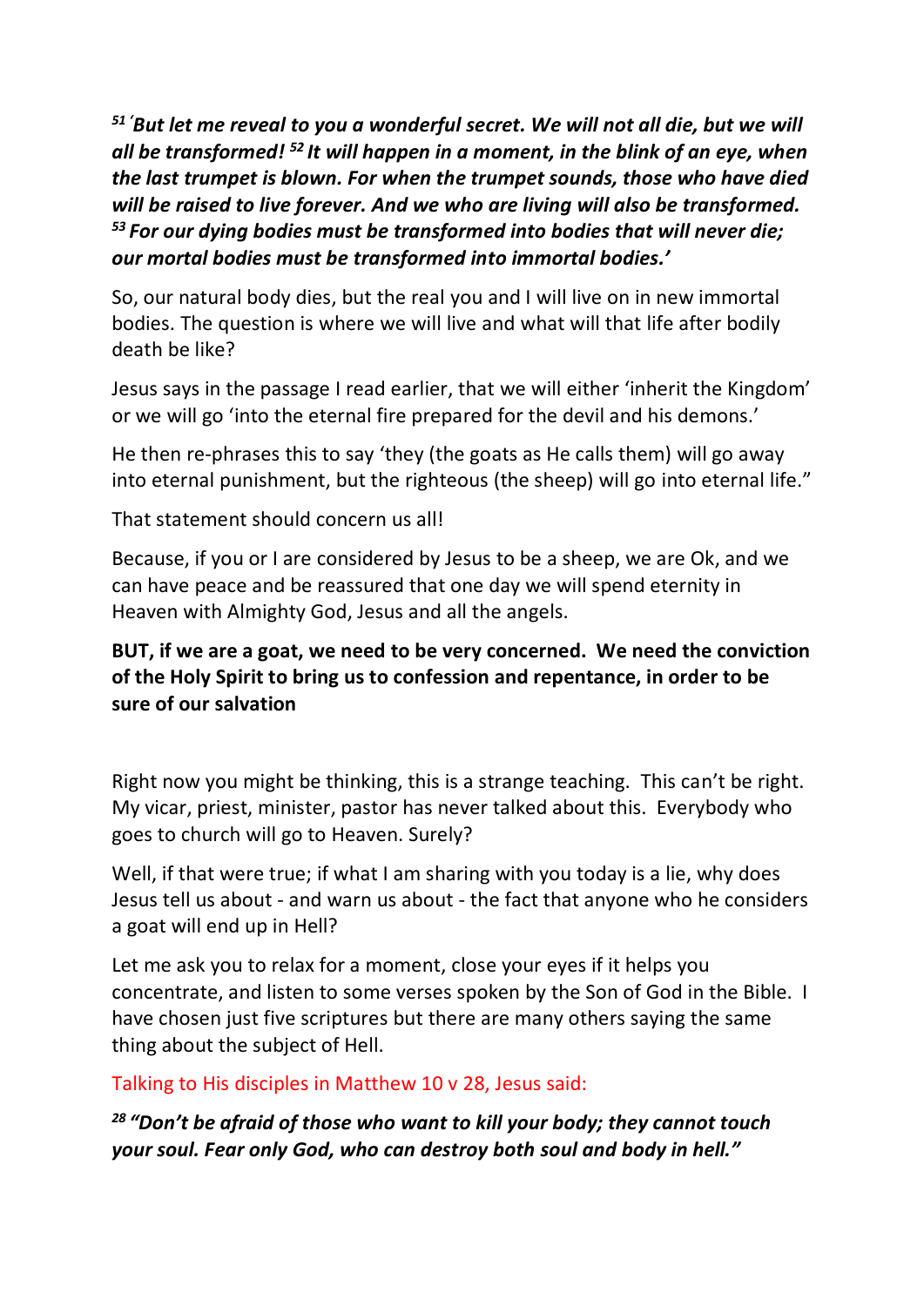***[51] 'But let me reveal to you a wonderful secret. We will not all die, but we will all be transformed! [52] It will happen in a moment, in the blink of an eye, when the last trumpet is blown. For when the trumpet sounds, those who have died will be raised to live forever. And we who are living will also be transformed. [53] For our dying bodies must be transformed into bodies that will never die; our mortal bodies must be transformed into immortal bodies.'***

So, our natural body dies, but the real you and I will live on in new immortal bodies. The question is where we will live and what will that life after bodily death be like?

Jesus says in the passage I read earlier, that we will either 'inherit the Kingdom' or we will go 'into the eternal fire prepared for the devil and his demons.'

He then re-phrases this to say 'they (the goats as He calls them) will go away into eternal punishment, but the righteous (the sheep) will go into eternal life."

That statement should concern us all!

Because, if you or I are considered by Jesus to be a sheep, we are Ok, and we can have peace and be reassured that one day we will spend eternity in Heaven with Almighty God, Jesus and all the angels.

**BUT, if we are a goat, we need to be very concerned. We need the conviction of the Holy Spirit to bring us to confession and repentance, in order to be sure of our salvation**

Right now you might be thinking, this is a strange teaching. This can't be right. My vicar, priest, minister, pastor has never talked about this. Everybody who goes to church will go to Heaven. Surely?

Well, if that were true; if what I am sharing with you today is a lie, why does Jesus tell us about - and warn us about - the fact that anyone who he considers a goat will end up in Hell?

Let me ask you to relax for a moment, close your eyes if it helps you concentrate, and listen to some verses spoken by the Son of God in the Bible. I have chosen just five scriptures but there are many others saying the same thing about the subject of Hell.

Talking to His disciples in Matthew 10 v 28, Jesus said:

***[28] "Don't be afraid of those who want to kill your body; they cannot touch your soul. Fear only God, who can destroy both soul and body in hell."***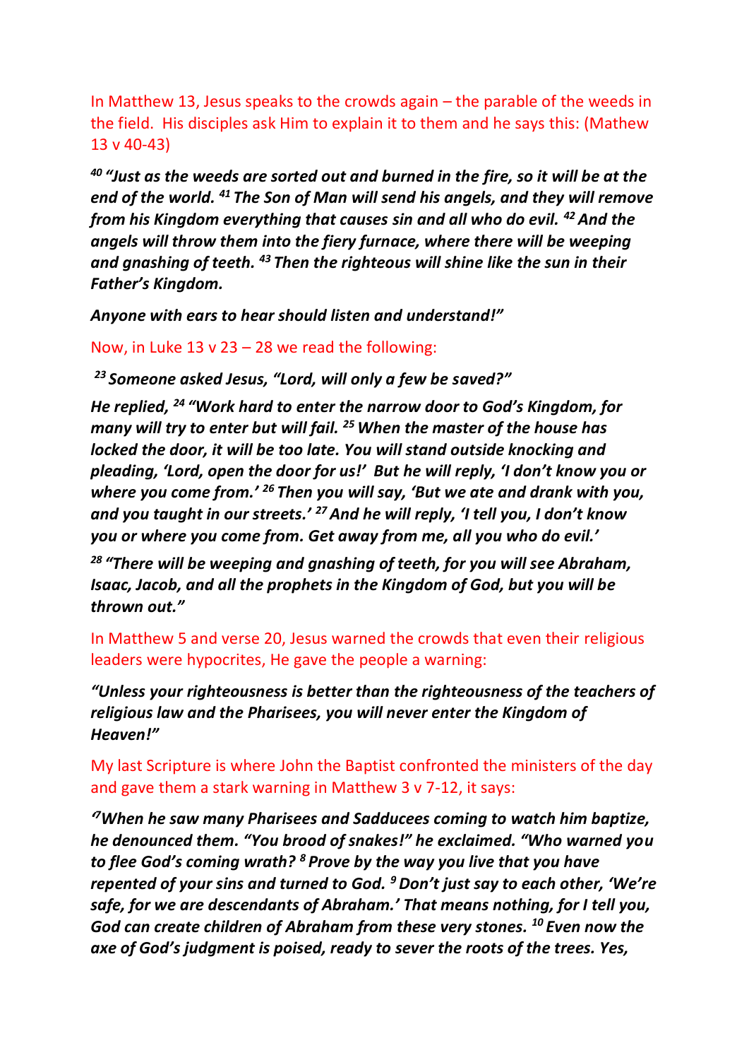In Matthew 13, Jesus speaks to the crowds again – the parable of the weeds in the field.  His disciples ask Him to explain it to them and he says this: (Mathew 13 v 40-43)

***[40] "Just as the weeds are sorted out and burned in the fire, so it will be at the end of the world. [41] The Son of Man will send his angels, and they will remove from his Kingdom everything that causes sin and all who do evil. [42] And the angels will throw them into the fiery furnace, where there will be weeping and gnashing of teeth. [43] Then the righteous will shine like the sun in their Father's Kingdom.***

***Anyone with ears to hear should listen and understand!"***

Now, in Luke 13 v 23 – 28 we read the following:

***[23] Someone asked Jesus, "Lord, will only a few be saved?"***

***He replied, [24] "Work hard to enter the narrow door to God's Kingdom, for many will try to enter but will fail. [25] When the master of the house has locked the door, it will be too late. You will stand outside knocking and pleading, 'Lord, open the door for us!'  But he will reply, 'I don't know you or where you come from.' [26] Then you will say, 'But we ate and drank with you, and you taught in our streets.' [27] And he will reply, 'I tell you, I don't know you or where you come from. Get away from me, all you who do evil.'***

***[28] "There will be weeping and gnashing of teeth, for you will see Abraham, Isaac, Jacob, and all the prophets in the Kingdom of God, but you will be thrown out."***

In Matthew 5 and verse 20, Jesus warned the crowds that even their religious leaders were hypocrites, He gave the people a warning:

***"Unless your righteousness is better than the righteousness of the teachers of religious law and the Pharisees, you will never enter the Kingdom of Heaven!"***

My last Scripture is where John the Baptist confronted the ministers of the day and gave them a stark warning in Matthew 3 v 7-12, it says:

***'[7] When he saw many Pharisees and Sadducees coming to watch him baptize, he denounced them. "You brood of snakes!" he exclaimed. "Who warned you to flee God's coming wrath? [8] Prove by the way you live that you have repented of your sins and turned to God. [9] Don't just say to each other, 'We're safe, for we are descendants of Abraham.' That means nothing, for I tell you, God can create children of Abraham from these very stones. [10] Even now the axe of God's judgment is poised, ready to sever the roots of the trees. Yes,***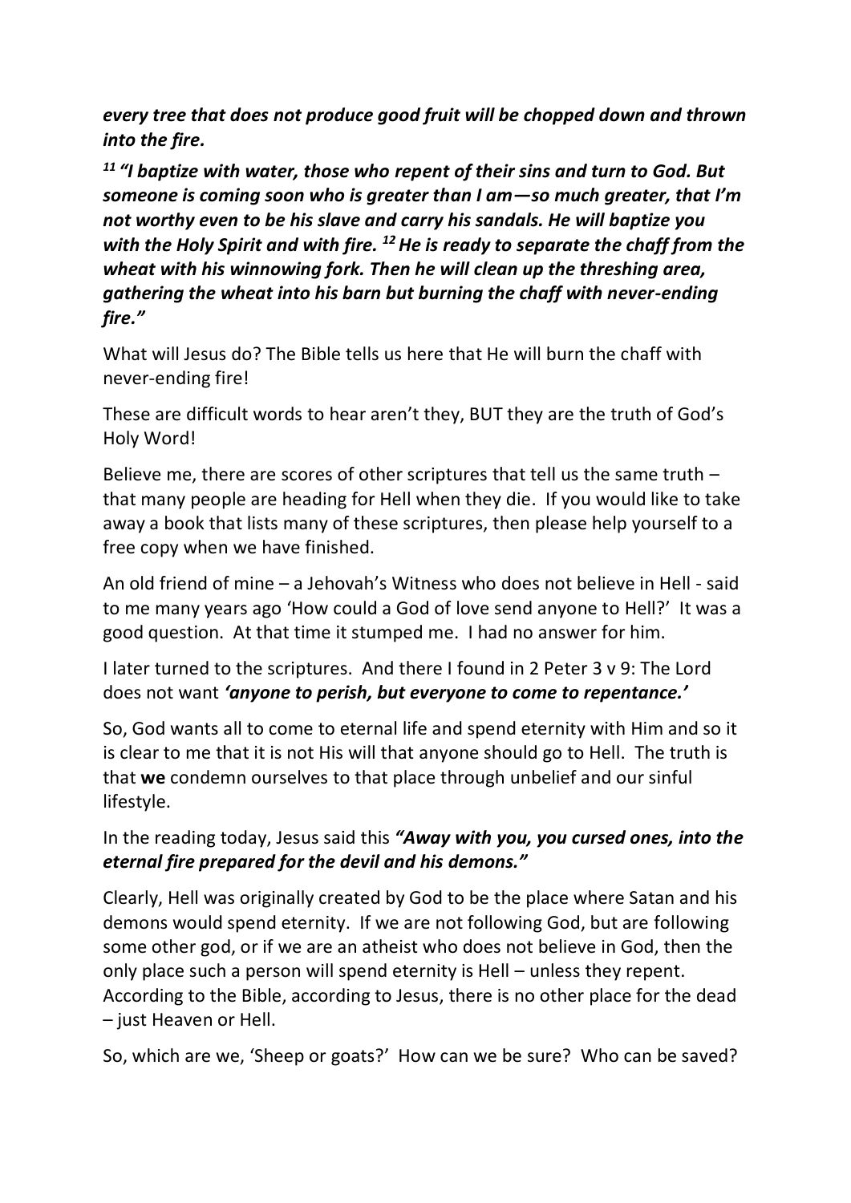***every tree that does not produce good fruit will be chopped down and thrown into the fire.***

***[11] "I baptize with water, those who repent of their sins and turn to God. But someone is coming soon who is greater than I am—so much greater, that I'm not worthy even to be his slave and carry his sandals. He will baptize you with the Holy Spirit and with fire. [12] He is ready to separate the chaff from the wheat with his winnowing fork. Then he will clean up the threshing area, gathering the wheat into his barn but burning the chaff with never-ending fire."***

What will Jesus do? The Bible tells us here that He will burn the chaff with never-ending fire!

These are difficult words to hear aren't they, BUT they are the truth of God's Holy Word!

Believe me, there are scores of other scriptures that tell us the same truth – that many people are heading for Hell when they die. If you would like to take away a book that lists many of these scriptures, then please help yourself to a free copy when we have finished.

An old friend of mine – a Jehovah's Witness who does not believe in Hell - said to me many years ago 'How could a God of love send anyone to Hell?' It was a good question. At that time it stumped me. I had no answer for him.

I later turned to the scriptures. And there I found in 2 Peter 3 v 9: The Lord does not want ***'anyone to perish, but everyone to come to repentance.'***

So, God wants all to come to eternal life and spend eternity with Him and so it is clear to me that it is not His will that anyone should go to Hell. The truth is that **we** condemn ourselves to that place through unbelief and our sinful lifestyle.

In the reading today, Jesus said this ***"Away with you, you cursed ones, into the eternal fire prepared for the devil and his demons."***

Clearly, Hell was originally created by God to be the place where Satan and his demons would spend eternity. If we are not following God, but are following some other god, or if we are an atheist who does not believe in God, then the only place such a person will spend eternity is Hell – unless they repent. According to the Bible, according to Jesus, there is no other place for the dead – just Heaven or Hell.

So, which are we, 'Sheep or goats?' How can we be sure? Who can be saved?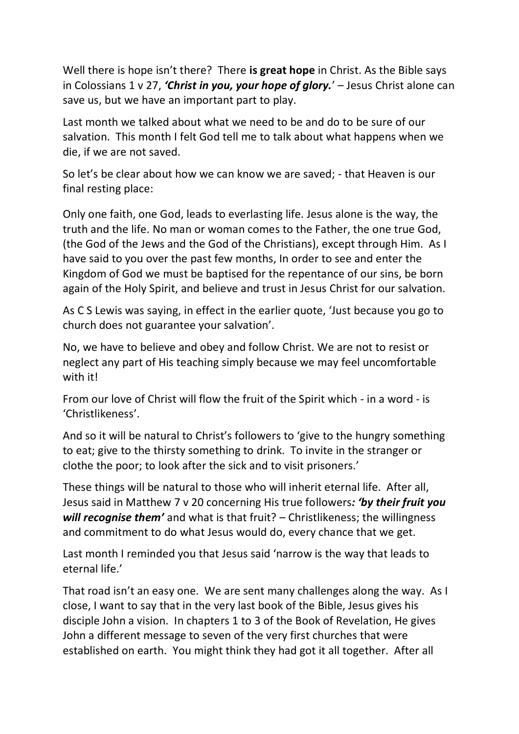Well there is hope isn't there? There **is great hope** in Christ. As the Bible says in Colossians 1 v 27, ***'Christ in you, your hope of glory.'*** – Jesus Christ alone can save us, but we have an important part to play.

Last month we talked about what we need to be and do to be sure of our salvation. This month I felt God tell me to talk about what happens when we die, if we are not saved.

So let's be clear about how we can know we are saved; - that Heaven is our final resting place:

Only one faith, one God, leads to everlasting life. Jesus alone is the way, the truth and the life. No man or woman comes to the Father, the one true God, (the God of the Jews and the God of the Christians), except through Him. As I have said to you over the past few months, In order to see and enter the Kingdom of God we must be baptised for the repentance of our sins, be born again of the Holy Spirit, and believe and trust in Jesus Christ for our salvation.

As C S Lewis was saying, in effect in the earlier quote, 'Just because you go to church does not guarantee your salvation'.

No, we have to believe and obey and follow Christ. We are not to resist or neglect any part of His teaching simply because we may feel uncomfortable with it!

From our love of Christ will flow the fruit of the Spirit which - in a word - is 'Christlikeness'.

And so it will be natural to Christ's followers to 'give to the hungry something to eat; give to the thirsty something to drink. To invite in the stranger or clothe the poor; to look after the sick and to visit prisoners.'

These things will be natural to those who will inherit eternal life. After all, Jesus said in Matthew 7 v 20 concerning His true followers***: 'by their fruit you will recognise them'*** and what is that fruit? – Christlikeness; the willingness and commitment to do what Jesus would do, every chance that we get.

Last month I reminded you that Jesus said 'narrow is the way that leads to eternal life.'

That road isn't an easy one. We are sent many challenges along the way. As I close, I want to say that in the very last book of the Bible, Jesus gives his disciple John a vision. In chapters 1 to 3 of the Book of Revelation, He gives John a different message to seven of the very first churches that were established on earth. You might think they had got it all together. After all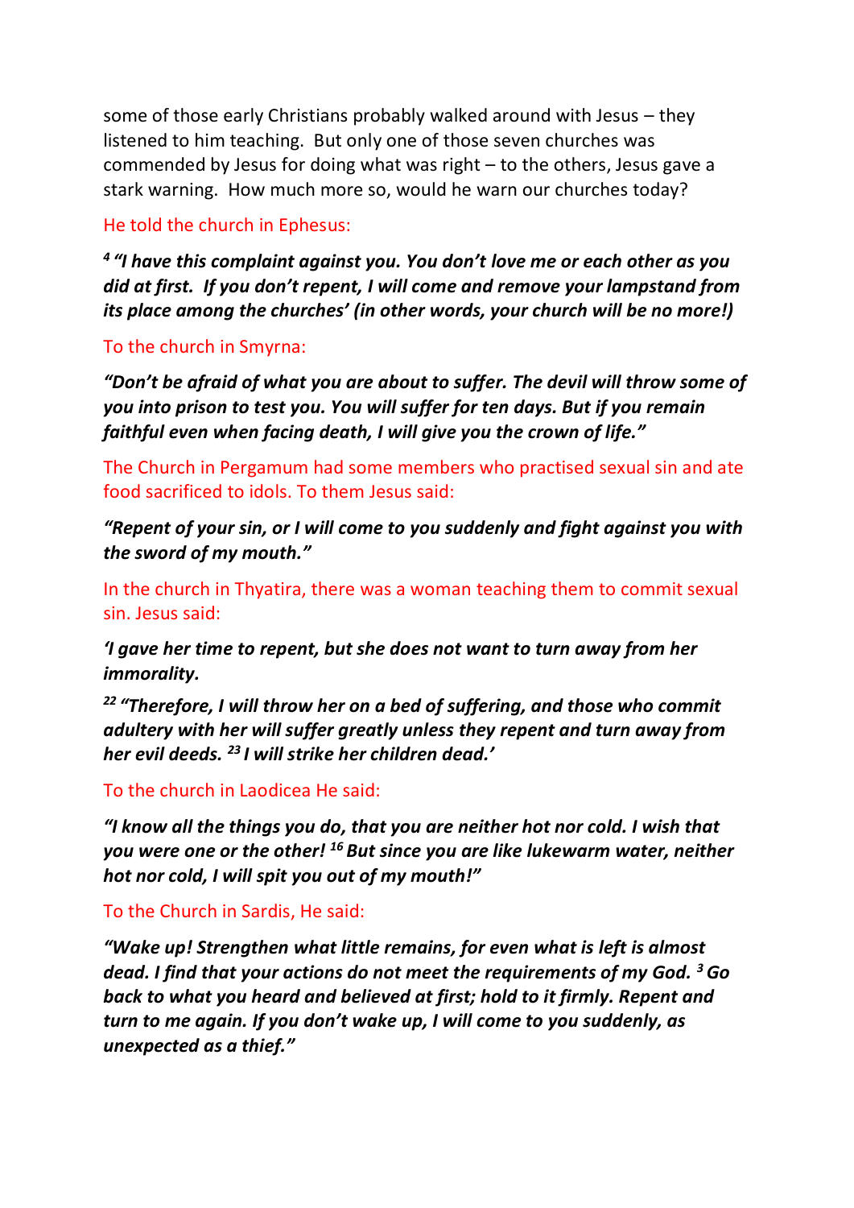some of those early Christians probably walked around with Jesus – they listened to him teaching. But only one of those seven churches was commended by Jesus for doing what was right – to the others, Jesus gave a stark warning. How much more so, would he warn our churches today?

He told the church in Ephesus:

***[4] "I have this complaint against you. You don't love me or each other as you did at first. If you don't repent, I will come and remove your lampstand from its place among the churches' (in other words, your church will be no more!)***

To the church in Smyrna:

***"Don't be afraid of what you are about to suffer. The devil will throw some of you into prison to test you. You will suffer for ten days. But if you remain faithful even when facing death, I will give you the crown of life."***

The Church in Pergamum had some members who practised sexual sin and ate food sacrificed to idols. To them Jesus said:

***"Repent of your sin, or I will come to you suddenly and fight against you with the sword of my mouth."***

In the church in Thyatira, there was a woman teaching them to commit sexual sin. Jesus said:

***'I gave her time to repent, but she does not want to turn away from her immorality.***

***[22] "Therefore, I will throw her on a bed of suffering, and those who commit adultery with her will suffer greatly unless they repent and turn away from her evil deeds. [23] I will strike her children dead.'***

To the church in Laodicea He said:

***"I know all the things you do, that you are neither hot nor cold. I wish that you were one or the other! [16] But since you are like lukewarm water, neither hot nor cold, I will spit you out of my mouth!"***

To the Church in Sardis, He said:

***"Wake up! Strengthen what little remains, for even what is left is almost dead. I find that your actions do not meet the requirements of my God. [3] Go back to what you heard and believed at first; hold to it firmly. Repent and turn to me again. If you don't wake up, I will come to you suddenly, as unexpected as a thief."***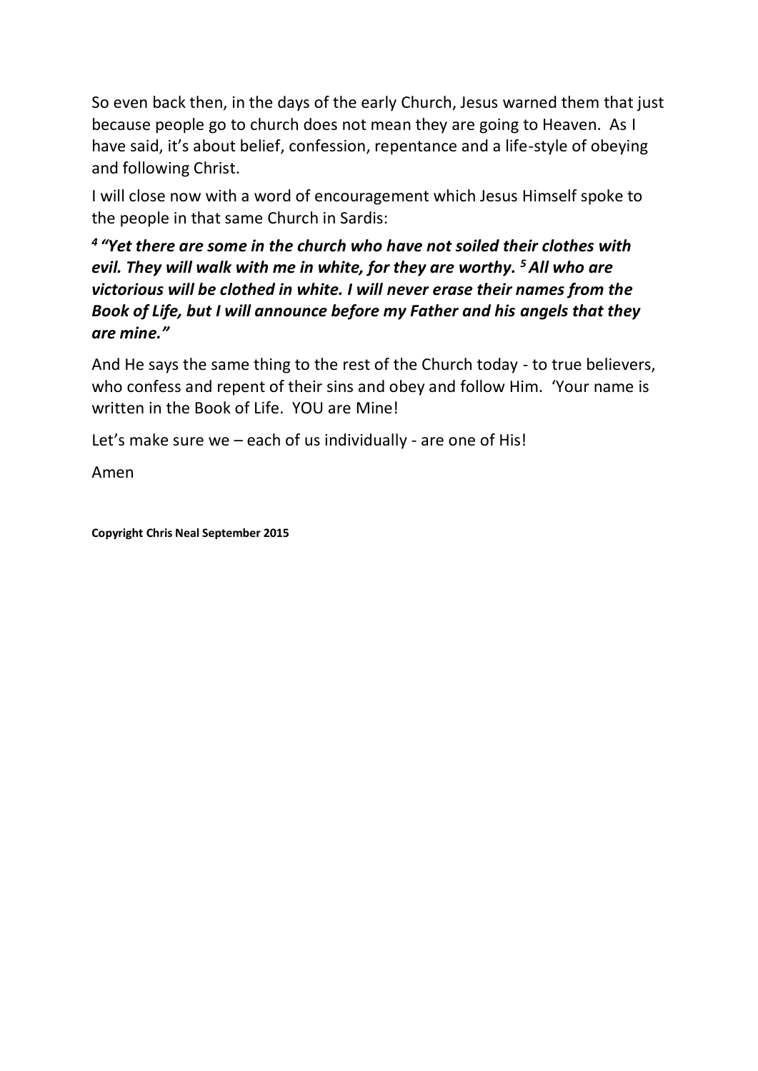So even back then, in the days of the early Church, Jesus warned them that just because people go to church does not mean they are going to Heaven. As I have said, it's about belief, confession, repentance and a life-style of obeying and following Christ.

I will close now with a word of encouragement which Jesus Himself spoke to the people in that same Church in Sardis:

***[4] "Yet there are some in the church who have not soiled their clothes with evil. They will walk with me in white, for they are worthy. [5] All who are victorious will be clothed in white. I will never erase their names from the Book of Life, but I will announce before my Father and his angels that they are mine."***

And He says the same thing to the rest of the Church today - to true believers, who confess and repent of their sins and obey and follow Him. 'Your name is written in the Book of Life. YOU are Mine!

Let's make sure we – each of us individually - are one of His!

Amen

**Copyright Chris Neal September 2015**